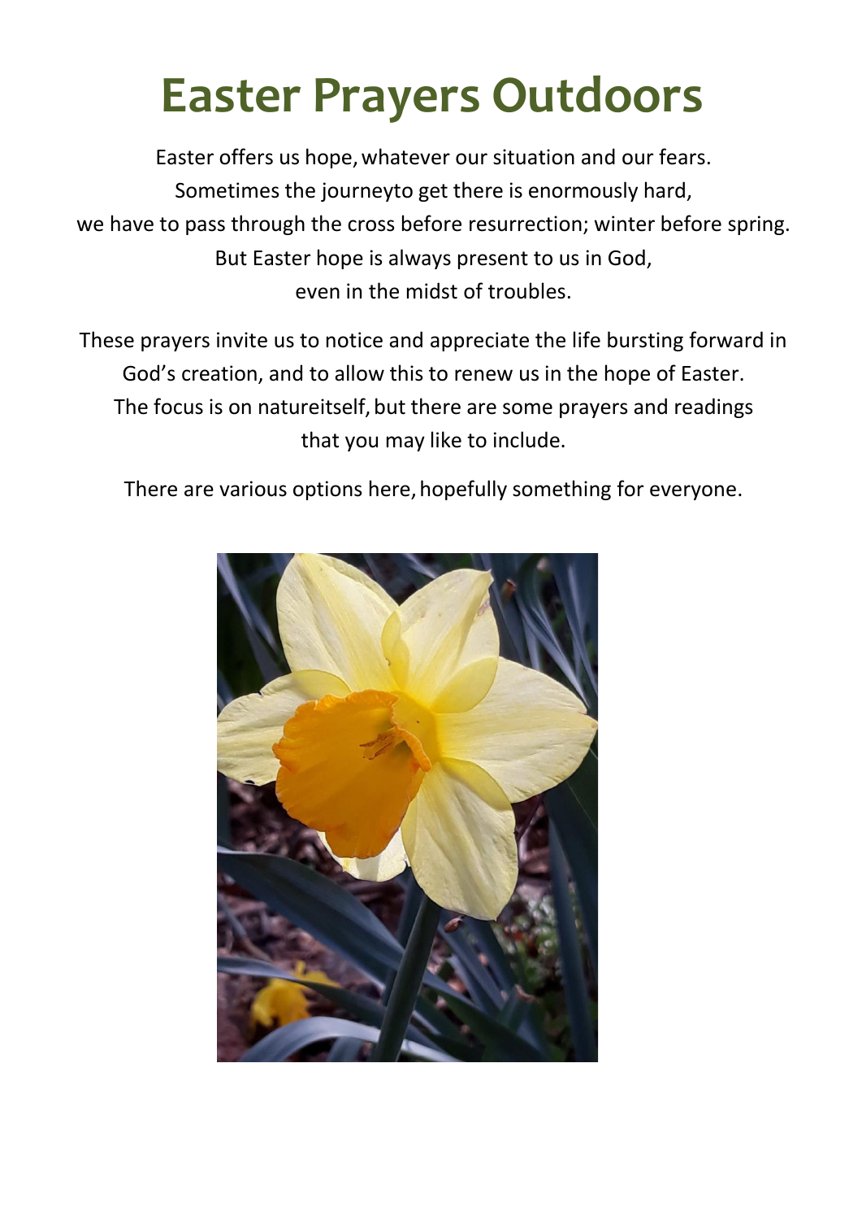# Easter Prayers Outdoors

Easter offers us hope, whatever our situation and our fears.
Sometimes the journeyto get there is enormously hard,
we have to pass through the cross before resurrection; winter before spring.
But Easter hope is always present to us in God,
even in the midst of troubles.

These prayers invite us to notice and appreciate the life bursting forward in God's creation, and to allow this to renew us in the hope of Easter.
The focus is on natureitself, but there are some prayers and readings that you may like to include.

There are various options here, hopefully something for everyone.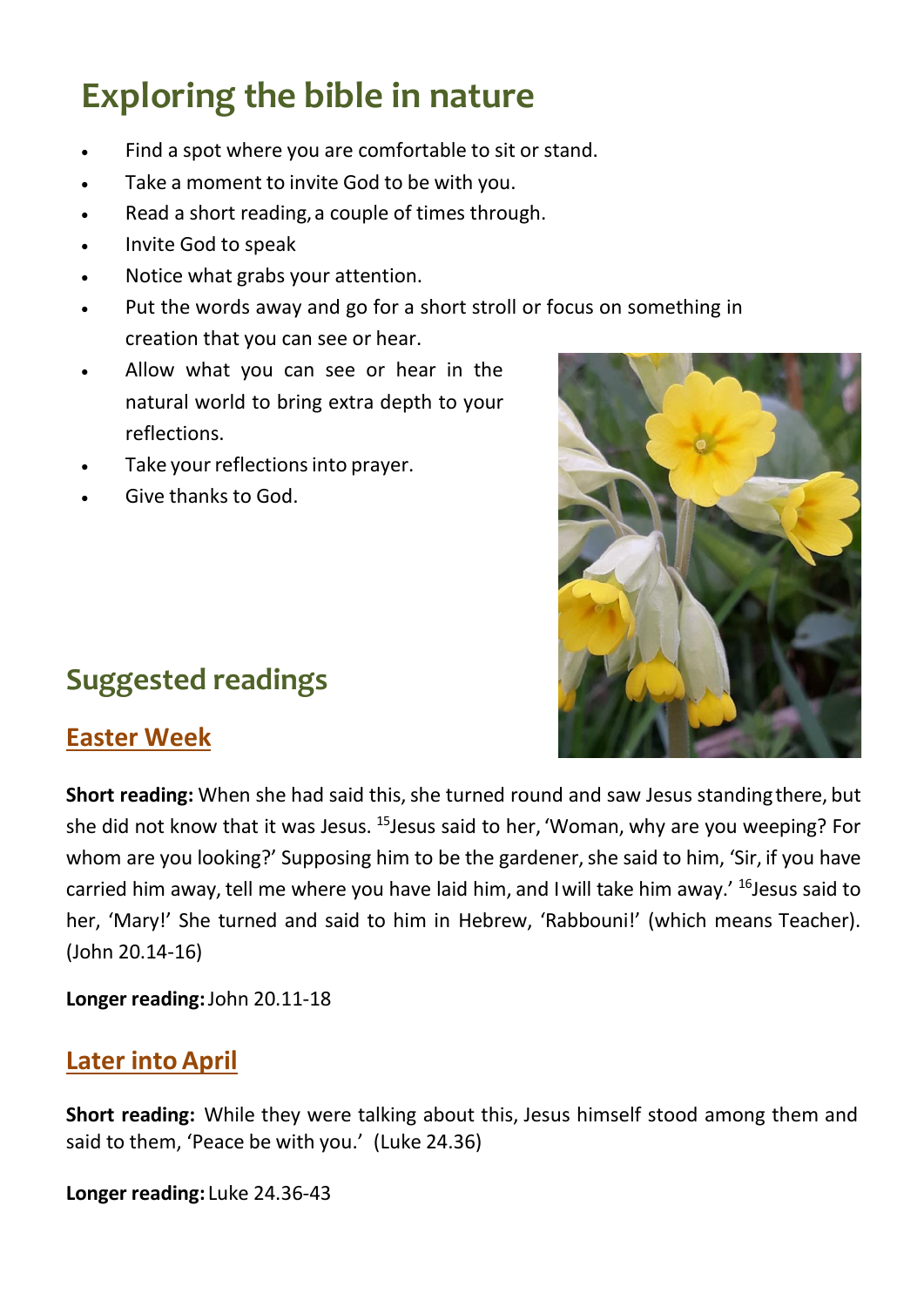# Exploring the bible in nature

- Find a spot where you are comfortable to sit or stand.
- Take a moment to invite God to be with you.
- Read a short reading, a couple of times through.
- Invite God to speak
- Notice what grabs your attention.
- Put the words away and go for a short stroll or focus on something in creation that you can see or hear.
- Allow what you can see or hear in the natural world to bring extra depth to your reflections.
- Take your reflections into prayer.
- Give thanks to God.

## Suggested readings

### Easter Week

**Short reading:** When she had said this, she turned round and saw Jesus standing there, but she did not know that it was Jesus. [15]Jesus said to her, 'Woman, why are you weeping? For whom are you looking?' Supposing him to be the gardener, she said to him, 'Sir, if you have carried him away, tell me where you have laid him, and I will take him away.' [16]Jesus said to her, 'Mary!' She turned and said to him in Hebrew, 'Rabbouni!' (which means Teacher). (John 20.14-16)

**Longer reading:** John 20.11-18

### Later into April

**Short reading:** While they were talking about this, Jesus himself stood among them and said to them, 'Peace be with you.' (Luke 24.36)

**Longer reading:** Luke 24.36-43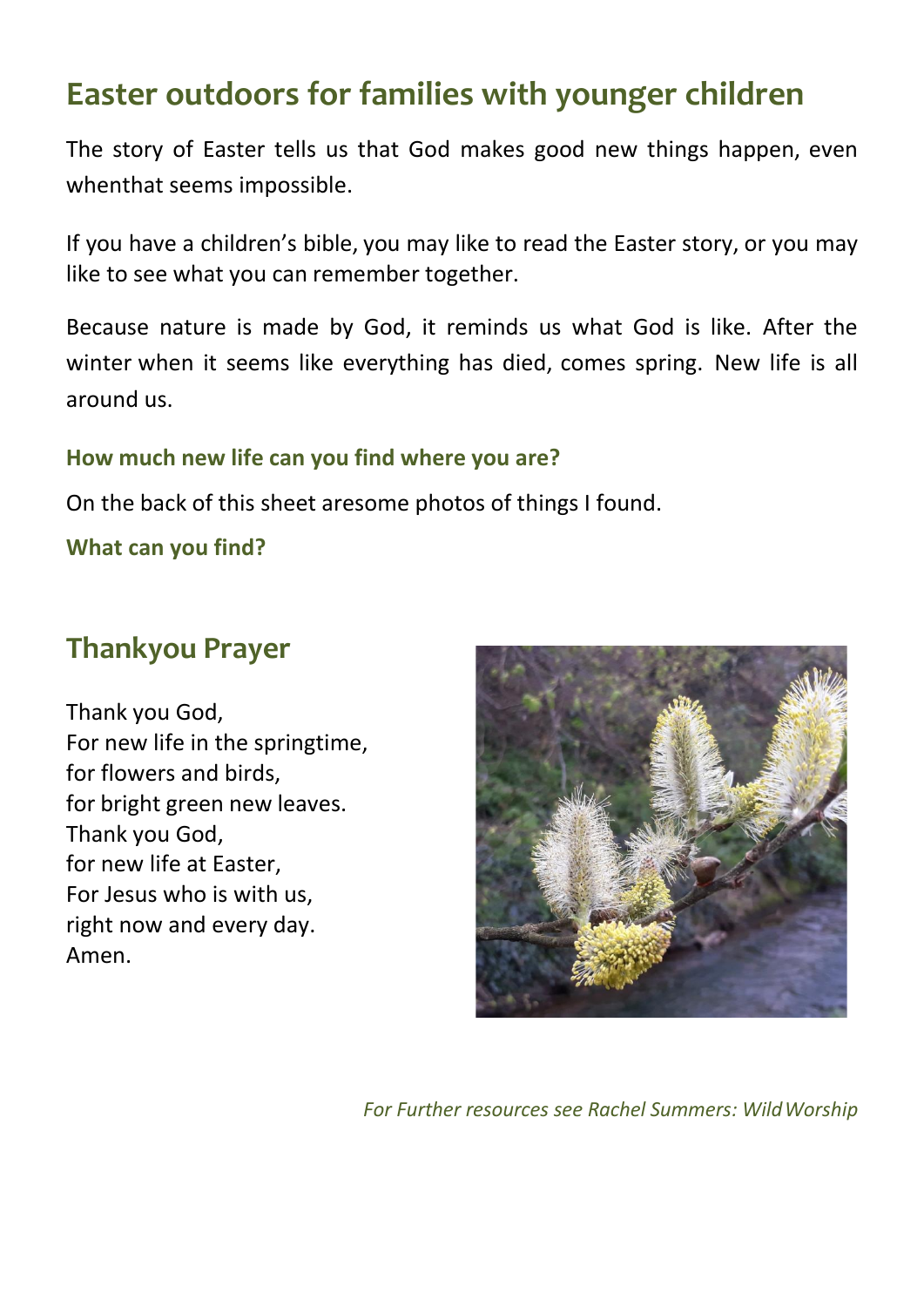# Easter outdoors for families with younger children

The story of Easter tells us that God makes good new things happen, even whenthat seems impossible.

If you have a children's bible, you may like to read the Easter story, or you may like to see what you can remember together.

Because nature is made by God, it reminds us what God is like. After the winter when it seems like everything has died, comes spring. New life is all around us.

**How much new life can you find where you are?**

On the back of this sheet aresome photos of things I found.

**What can you find?**

## Thankyou Prayer

Thank you God,
For new life in the springtime,
for flowers and birds,
for bright green new leaves.
Thank you God,
for new life at Easter,
For Jesus who is with us,
right now and every day.
Amen.

*For Further resources see Rachel Summers: Wild Worship*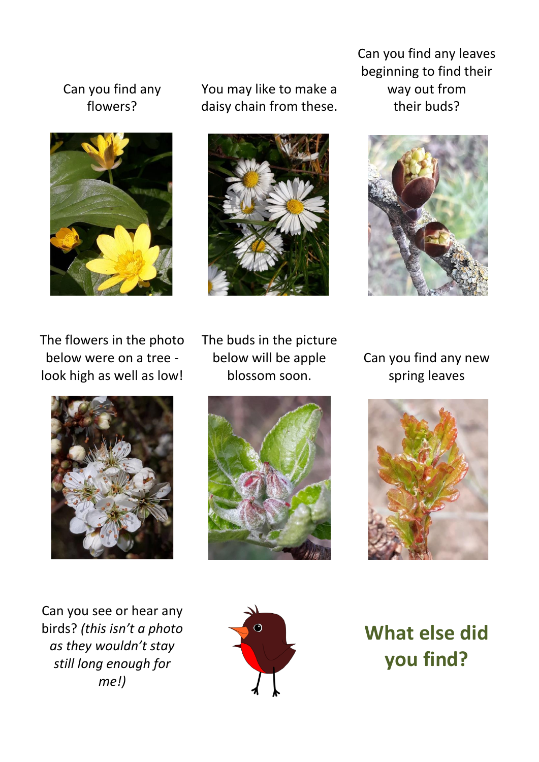Can you find any flowers?

You may like to make a daisy chain from these.

Can you find any leaves beginning to find their way out from their buds?

The flowers in the photo below were on a tree - look high as well as low!

The buds in the picture below will be apple blossom soon.

Can you find any new spring leaves

Can you see or hear any birds? *(this isn't a photo as they wouldn't stay still long enough for me!)*

**What else did you find?**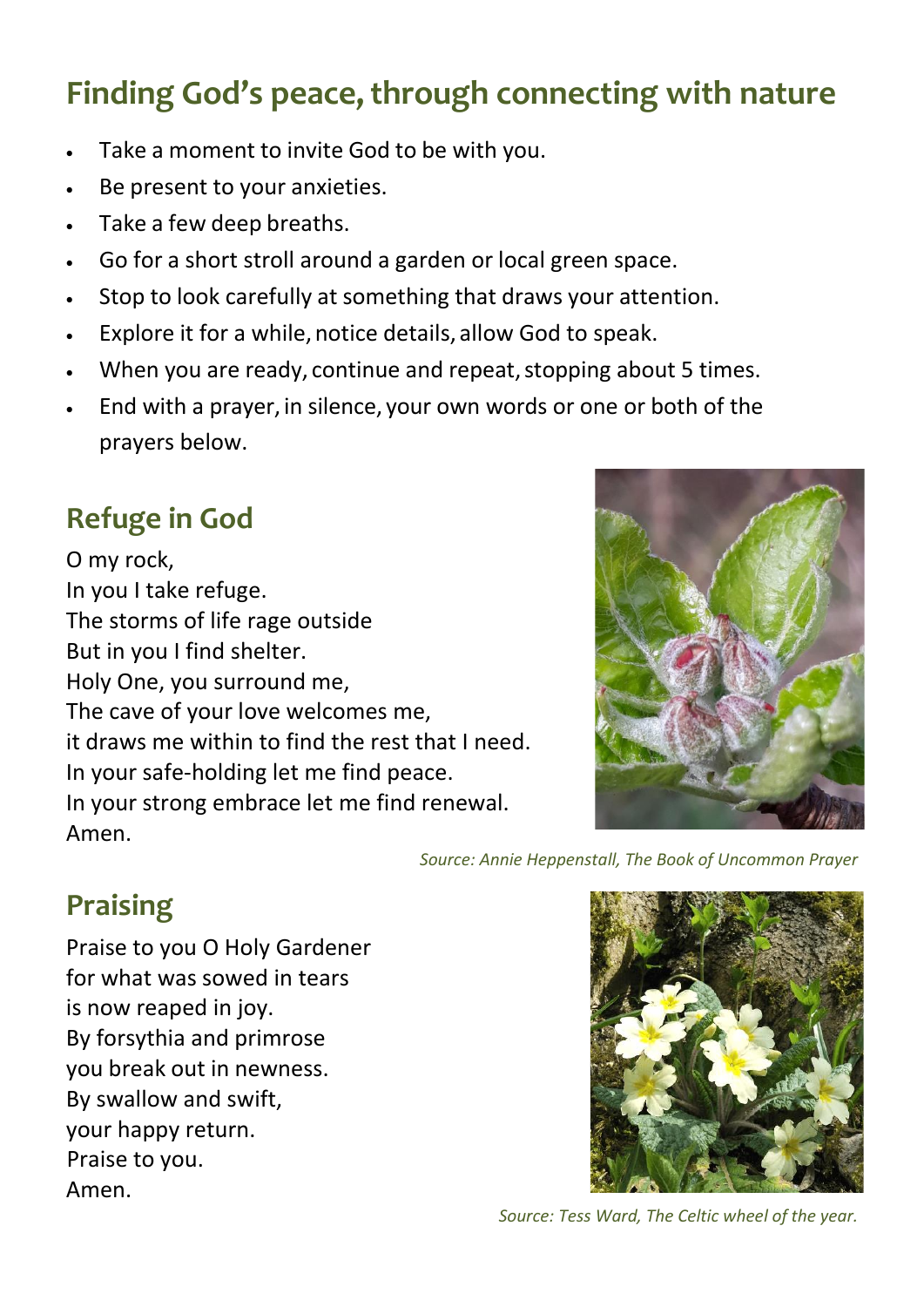# Finding God's peace, through connecting with nature

- Take a moment to invite God to be with you.
- Be present to your anxieties.
- Take a few deep breaths.
- Go for a short stroll around a garden or local green space.
- Stop to look carefully at something that draws your attention.
- Explore it for a while, notice details, allow God to speak.
- When you are ready, continue and repeat, stopping about 5 times.
- End with a prayer, in silence, your own words or one or both of the prayers below.

## Refuge in God

O my rock,
In you I take refuge.
The storms of life rage outside
But in you I find shelter.
Holy One, you surround me,
The cave of your love welcomes me,
it draws me within to find the rest that I need.
In your safe-holding let me find peace.
In your strong embrace let me find renewal.
Amen.

*Source: Annie Heppenstall, The Book of Uncommon Prayer*

## Praising

Praise to you O Holy Gardener
for what was sowed in tears
is now reaped in joy.
By forsythia and primrose
you break out in newness.
By swallow and swift,
your happy return.
Praise to you.
Amen.

*Source: Tess Ward, The Celtic wheel of the year.*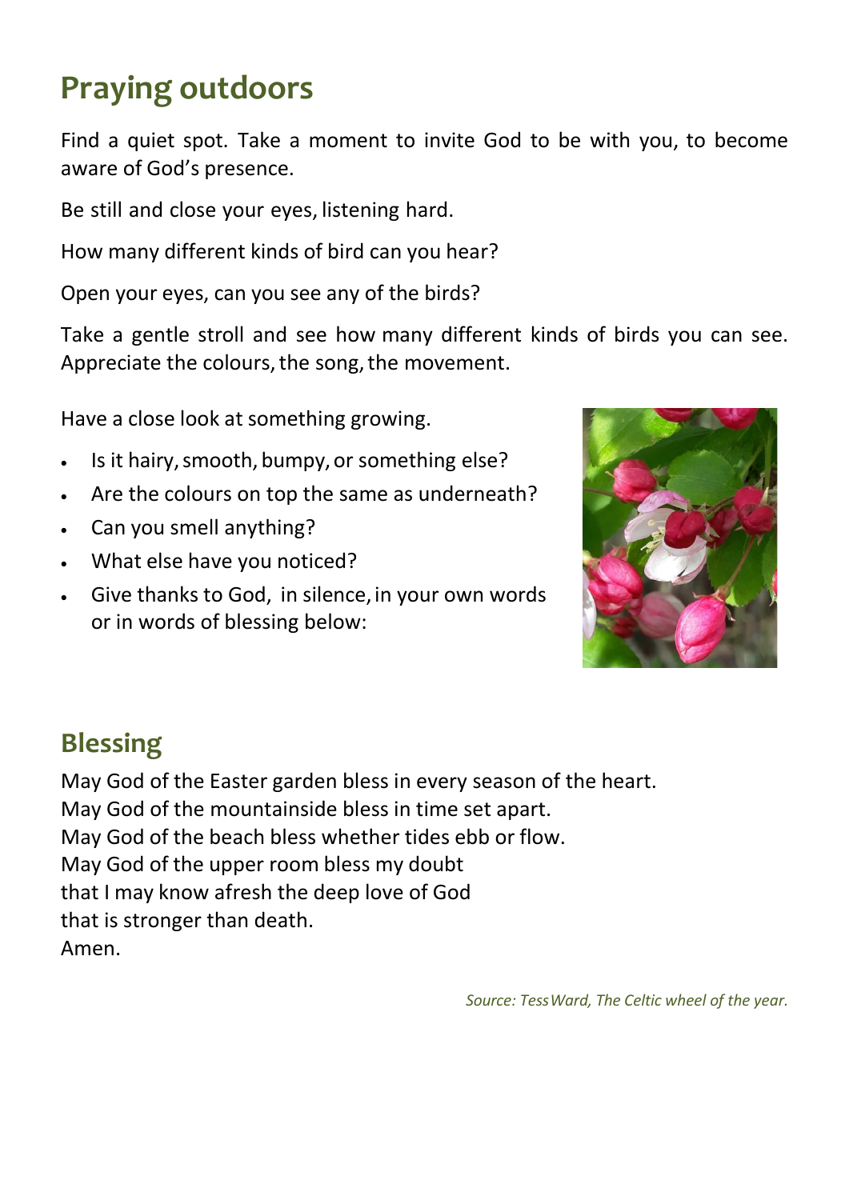# Praying outdoors

Find a quiet spot. Take a moment to invite God to be with you, to become aware of God's presence.

Be still and close your eyes, listening hard.

How many different kinds of bird can you hear?

Open your eyes, can you see any of the birds?

Take a gentle stroll and see how many different kinds of birds you can see. Appreciate the colours, the song, the movement.

Have a close look at something growing.

- Is it hairy, smooth, bumpy, or something else?
- Are the colours on top the same as underneath?
- Can you smell anything?
- What else have you noticed?
- Give thanks to God, in silence, in your own words or in words of blessing below:

## Blessing

May God of the Easter garden bless in every season of the heart.
May God of the mountainside bless in time set apart.
May God of the beach bless whether tides ebb or flow.
May God of the upper room bless my doubt
that I may know afresh the deep love of God
that is stronger than death.
Amen.

*Source: Tess Ward, The Celtic wheel of the year.*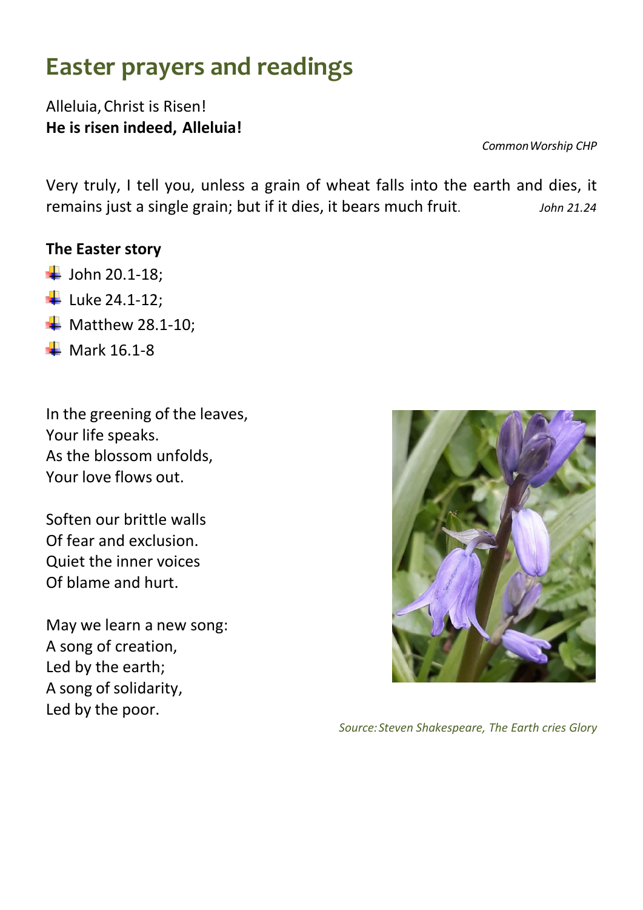# Easter prayers and readings

Alleluia, Christ is Risen!
**He is risen indeed, Alleluia!**

*Common Worship CHP*

Very truly, I tell you, unless a grain of wheat falls into the earth and dies, it remains just a single grain; but if it dies, it bears much fruit. *John 21.24*

**The Easter story**

- John 20.1-18;
- Luke 24.1-12;
- Matthew 28.1-10;
- Mark 16.1-8

In the greening of the leaves,
Your life speaks.
As the blossom unfolds,
Your love flows out.

Soften our brittle walls
Of fear and exclusion.
Quiet the inner voices
Of blame and hurt.

May we learn a new song:
A song of creation,
Led by the earth;
A song of solidarity,
Led by the poor.

*Source: Steven Shakespeare, The Earth cries Glory*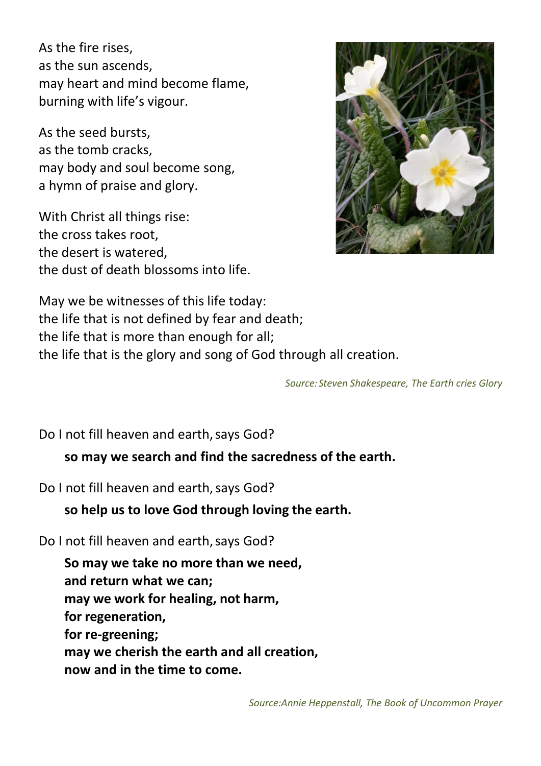As the fire rises,
as the sun ascends,
may heart and mind become flame,
burning with life's vigour.

As the seed bursts,
as the tomb cracks,
may body and soul become song,
a hymn of praise and glory.

With Christ all things rise:
the cross takes root,
the desert is watered,
the dust of death blossoms into life.

May we be witnesses of this life today:
the life that is not defined by fear and death;
the life that is more than enough for all;
the life that is the glory and song of God through all creation.

*Source: Steven Shakespeare, The Earth cries Glory*

Do I not fill heaven and earth, says God?

**so may we search and find the sacredness of the earth.**

Do I not fill heaven and earth, says God?

**so help us to love God through loving the earth.**

Do I not fill heaven and earth, says God?

**So may we take no more than we need,
and return what we can;
may we work for healing, not harm,
for regeneration,
for re-greening;
may we cherish the earth and all creation,
now and in the time to come.**

*Source:Annie Heppenstall, The Book of Uncommon Prayer*